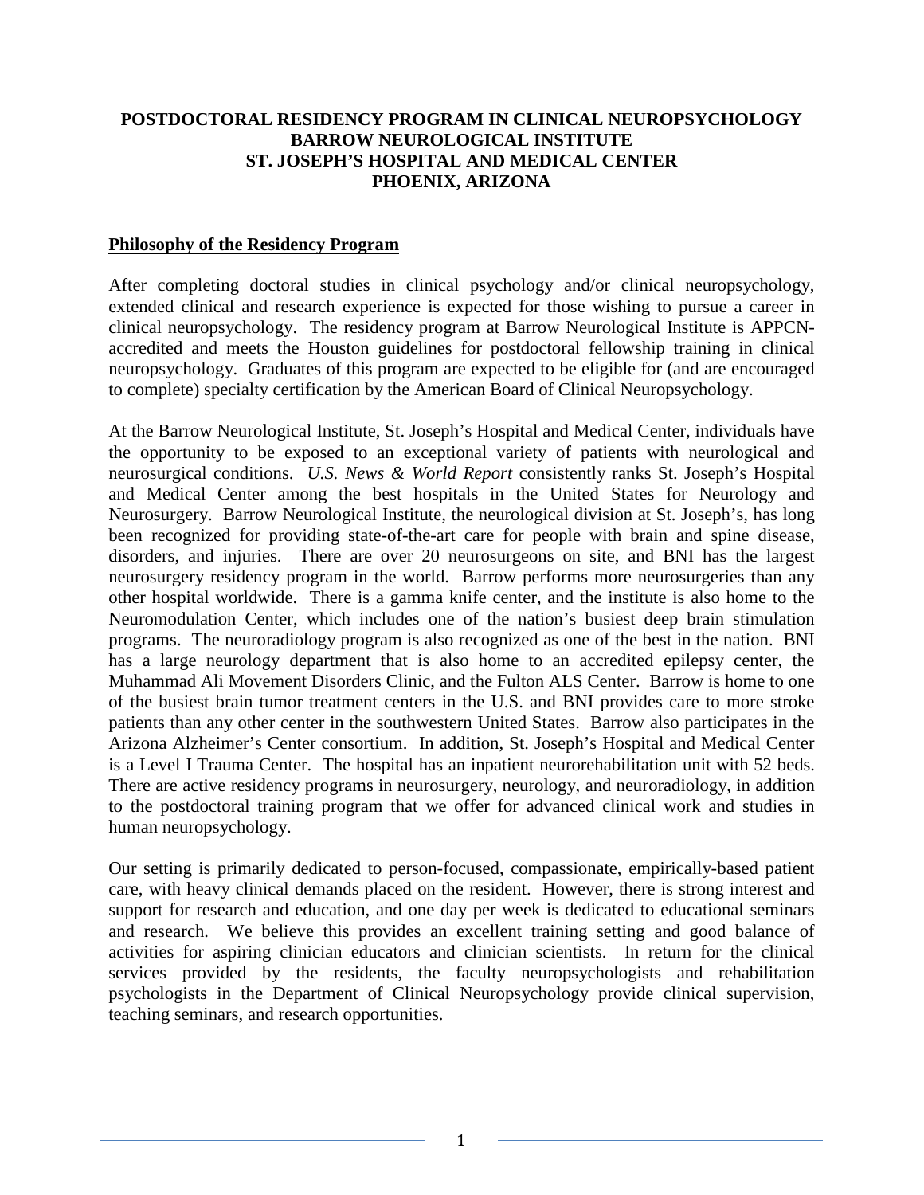# POSTDOCTORAL RESIDENCY PROGRAM IN CLINICAL NEUROPSYCHOLOGY
# BARROW NEUROLOGICAL INSTITUTE
# ST. JOSEPH'S HOSPITAL AND MEDICAL CENTER
# PHOENIX, ARIZONA

## Philosophy of the Residency Program

After completing doctoral studies in clinical psychology and/or clinical neuropsychology, extended clinical and research experience is expected for those wishing to pursue a career in clinical neuropsychology. The residency program at Barrow Neurological Institute is APPCN-accredited and meets the Houston guidelines for postdoctoral fellowship training in clinical neuropsychology. Graduates of this program are expected to be eligible for (and are encouraged to complete) specialty certification by the American Board of Clinical Neuropsychology.

At the Barrow Neurological Institute, St. Joseph's Hospital and Medical Center, individuals have the opportunity to be exposed to an exceptional variety of patients with neurological and neurosurgical conditions. *U.S. News & World Report* consistently ranks St. Joseph's Hospital and Medical Center among the best hospitals in the United States for Neurology and Neurosurgery. Barrow Neurological Institute, the neurological division at St. Joseph's, has long been recognized for providing state-of-the-art care for people with brain and spine disease, disorders, and injuries. There are over 20 neurosurgeons on site, and BNI has the largest neurosurgery residency program in the world. Barrow performs more neurosurgeries than any other hospital worldwide. There is a gamma knife center, and the institute is also home to the Neuromodulation Center, which includes one of the nation's busiest deep brain stimulation programs. The neuroradiology program is also recognized as one of the best in the nation. BNI has a large neurology department that is also home to an accredited epilepsy center, the Muhammad Ali Movement Disorders Clinic, and the Fulton ALS Center. Barrow is home to one of the busiest brain tumor treatment centers in the U.S. and BNI provides care to more stroke patients than any other center in the southwestern United States. Barrow also participates in the Arizona Alzheimer's Center consortium. In addition, St. Joseph's Hospital and Medical Center is a Level I Trauma Center. The hospital has an inpatient neurorehabilitation unit with 52 beds. There are active residency programs in neurosurgery, neurology, and neuroradiology, in addition to the postdoctoral training program that we offer for advanced clinical work and studies in human neuropsychology.

Our setting is primarily dedicated to person-focused, compassionate, empirically-based patient care, with heavy clinical demands placed on the resident. However, there is strong interest and support for research and education, and one day per week is dedicated to educational seminars and research. We believe this provides an excellent training setting and good balance of activities for aspiring clinician educators and clinician scientists. In return for the clinical services provided by the residents, the faculty neuropsychologists and rehabilitation psychologists in the Department of Clinical Neuropsychology provide clinical supervision, teaching seminars, and research opportunities.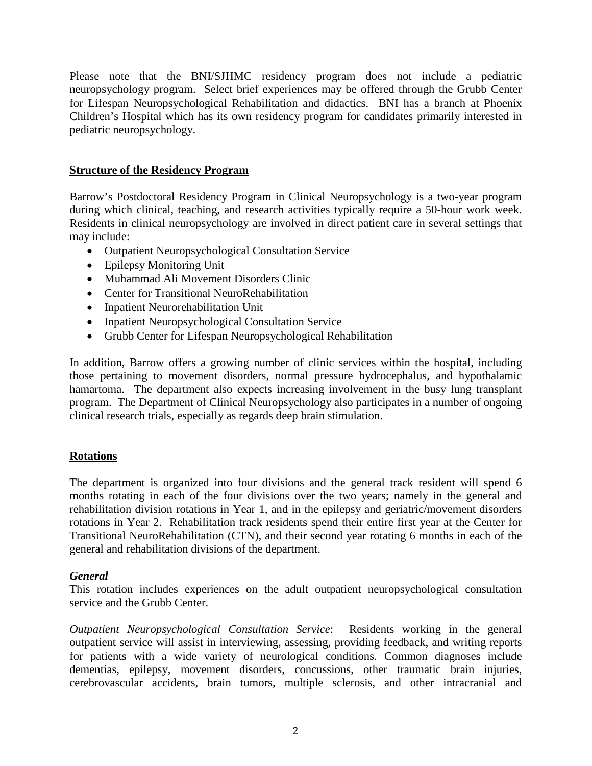Please note that the BNI/SJHMC residency program does not include a pediatric neuropsychology program. Select brief experiences may be offered through the Grubb Center for Lifespan Neuropsychological Rehabilitation and didactics. BNI has a branch at Phoenix Children's Hospital which has its own residency program for candidates primarily interested in pediatric neuropsychology.

## Structure of the Residency Program

Barrow's Postdoctoral Residency Program in Clinical Neuropsychology is a two-year program during which clinical, teaching, and research activities typically require a 50-hour work week. Residents in clinical neuropsychology are involved in direct patient care in several settings that may include:

- Outpatient Neuropsychological Consultation Service
- Epilepsy Monitoring Unit
- Muhammad Ali Movement Disorders Clinic
- Center for Transitional NeuroRehabilitation
- Inpatient Neurorehabilitation Unit
- Inpatient Neuropsychological Consultation Service
- Grubb Center for Lifespan Neuropsychological Rehabilitation

In addition, Barrow offers a growing number of clinic services within the hospital, including those pertaining to movement disorders, normal pressure hydrocephalus, and hypothalamic hamartoma. The department also expects increasing involvement in the busy lung transplant program. The Department of Clinical Neuropsychology also participates in a number of ongoing clinical research trials, especially as regards deep brain stimulation.

## Rotations

The department is organized into four divisions and the general track resident will spend 6 months rotating in each of the four divisions over the two years; namely in the general and rehabilitation division rotations in Year 1, and in the epilepsy and geriatric/movement disorders rotations in Year 2. Rehabilitation track residents spend their entire first year at the Center for Transitional NeuroRehabilitation (CTN), and their second year rotating 6 months in each of the general and rehabilitation divisions of the department.

### *General*

This rotation includes experiences on the adult outpatient neuropsychological consultation service and the Grubb Center.

*Outpatient Neuropsychological Consultation Service*: Residents working in the general outpatient service will assist in interviewing, assessing, providing feedback, and writing reports for patients with a wide variety of neurological conditions. Common diagnoses include dementias, epilepsy, movement disorders, concussions, other traumatic brain injuries, cerebrovascular accidents, brain tumors, multiple sclerosis, and other intracranial and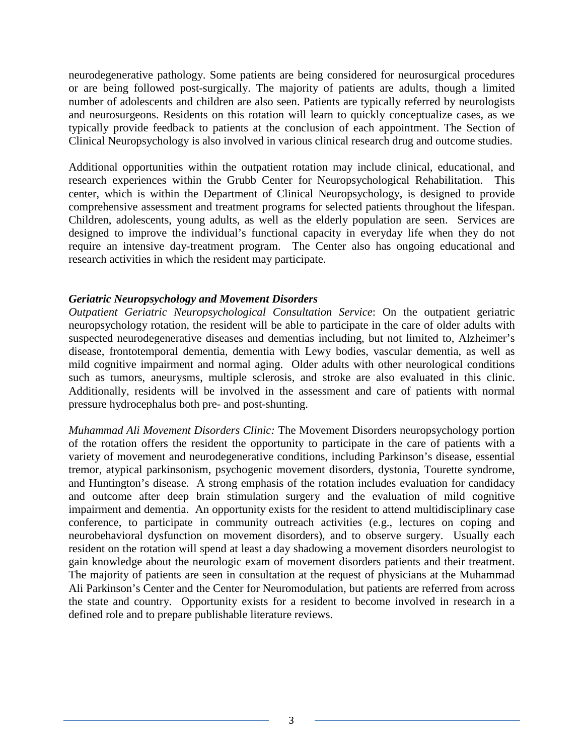neurodegenerative pathology. Some patients are being considered for neurosurgical procedures or are being followed post-surgically. The majority of patients are adults, though a limited number of adolescents and children are also seen. Patients are typically referred by neurologists and neurosurgeons. Residents on this rotation will learn to quickly conceptualize cases, as we typically provide feedback to patients at the conclusion of each appointment. The Section of Clinical Neuropsychology is also involved in various clinical research drug and outcome studies.

Additional opportunities within the outpatient rotation may include clinical, educational, and research experiences within the Grubb Center for Neuropsychological Rehabilitation. This center, which is within the Department of Clinical Neuropsychology, is designed to provide comprehensive assessment and treatment programs for selected patients throughout the lifespan. Children, adolescents, young adults, as well as the elderly population are seen. Services are designed to improve the individual's functional capacity in everyday life when they do not require an intensive day-treatment program. The Center also has ongoing educational and research activities in which the resident may participate.

### *Geriatric Neuropsychology and Movement Disorders*

*Outpatient Geriatric Neuropsychological Consultation Service*: On the outpatient geriatric neuropsychology rotation, the resident will be able to participate in the care of older adults with suspected neurodegenerative diseases and dementias including, but not limited to, Alzheimer's disease, frontotemporal dementia, dementia with Lewy bodies, vascular dementia, as well as mild cognitive impairment and normal aging. Older adults with other neurological conditions such as tumors, aneurysms, multiple sclerosis, and stroke are also evaluated in this clinic. Additionally, residents will be involved in the assessment and care of patients with normal pressure hydrocephalus both pre- and post-shunting.

*Muhammad Ali Movement Disorders Clinic:* The Movement Disorders neuropsychology portion of the rotation offers the resident the opportunity to participate in the care of patients with a variety of movement and neurodegenerative conditions, including Parkinson's disease, essential tremor, atypical parkinsonism, psychogenic movement disorders, dystonia, Tourette syndrome, and Huntington's disease. A strong emphasis of the rotation includes evaluation for candidacy and outcome after deep brain stimulation surgery and the evaluation of mild cognitive impairment and dementia. An opportunity exists for the resident to attend multidisciplinary case conference, to participate in community outreach activities (e.g., lectures on coping and neurobehavioral dysfunction on movement disorders), and to observe surgery. Usually each resident on the rotation will spend at least a day shadowing a movement disorders neurologist to gain knowledge about the neurologic exam of movement disorders patients and their treatment. The majority of patients are seen in consultation at the request of physicians at the Muhammad Ali Parkinson's Center and the Center for Neuromodulation, but patients are referred from across the state and country. Opportunity exists for a resident to become involved in research in a defined role and to prepare publishable literature reviews.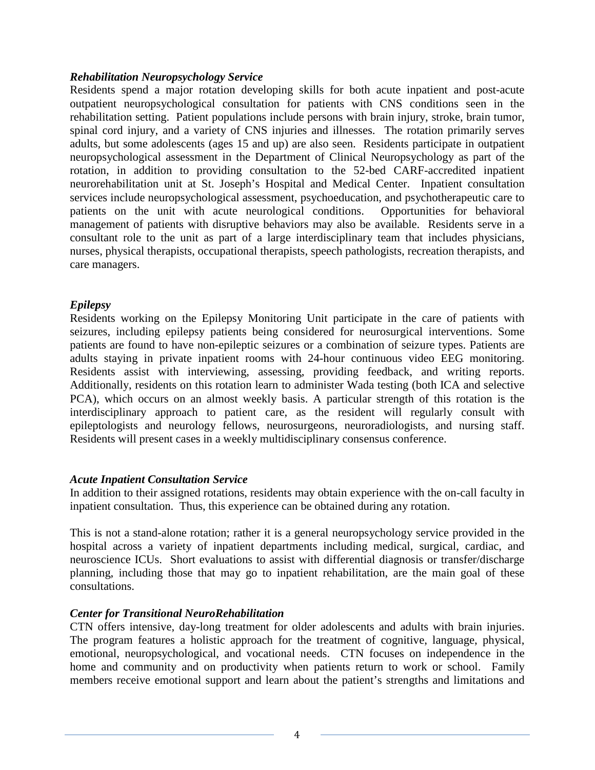### *Rehabilitation Neuropsychology Service*

Residents spend a major rotation developing skills for both acute inpatient and post-acute outpatient neuropsychological consultation for patients with CNS conditions seen in the rehabilitation setting. Patient populations include persons with brain injury, stroke, brain tumor, spinal cord injury, and a variety of CNS injuries and illnesses. The rotation primarily serves adults, but some adolescents (ages 15 and up) are also seen. Residents participate in outpatient neuropsychological assessment in the Department of Clinical Neuropsychology as part of the rotation, in addition to providing consultation to the 52-bed CARF-accredited inpatient neurorehabilitation unit at St. Joseph's Hospital and Medical Center. Inpatient consultation services include neuropsychological assessment, psychoeducation, and psychotherapeutic care to patients on the unit with acute neurological conditions. Opportunities for behavioral management of patients with disruptive behaviors may also be available. Residents serve in a consultant role to the unit as part of a large interdisciplinary team that includes physicians, nurses, physical therapists, occupational therapists, speech pathologists, recreation therapists, and care managers.

### *Epilepsy*

Residents working on the Epilepsy Monitoring Unit participate in the care of patients with seizures, including epilepsy patients being considered for neurosurgical interventions. Some patients are found to have non-epileptic seizures or a combination of seizure types. Patients are adults staying in private inpatient rooms with 24-hour continuous video EEG monitoring. Residents assist with interviewing, assessing, providing feedback, and writing reports. Additionally, residents on this rotation learn to administer Wada testing (both ICA and selective PCA), which occurs on an almost weekly basis. A particular strength of this rotation is the interdisciplinary approach to patient care, as the resident will regularly consult with epileptologists and neurology fellows, neurosurgeons, neuroradiologists, and nursing staff. Residents will present cases in a weekly multidisciplinary consensus conference.

### *Acute Inpatient Consultation Service*

In addition to their assigned rotations, residents may obtain experience with the on-call faculty in inpatient consultation. Thus, this experience can be obtained during any rotation.

This is not a stand-alone rotation; rather it is a general neuropsychology service provided in the hospital across a variety of inpatient departments including medical, surgical, cardiac, and neuroscience ICUs. Short evaluations to assist with differential diagnosis or transfer/discharge planning, including those that may go to inpatient rehabilitation, are the main goal of these consultations.

### *Center for Transitional NeuroRehabilitation*

CTN offers intensive, day-long treatment for older adolescents and adults with brain injuries. The program features a holistic approach for the treatment of cognitive, language, physical, emotional, neuropsychological, and vocational needs. CTN focuses on independence in the home and community and on productivity when patients return to work or school. Family members receive emotional support and learn about the patient's strengths and limitations and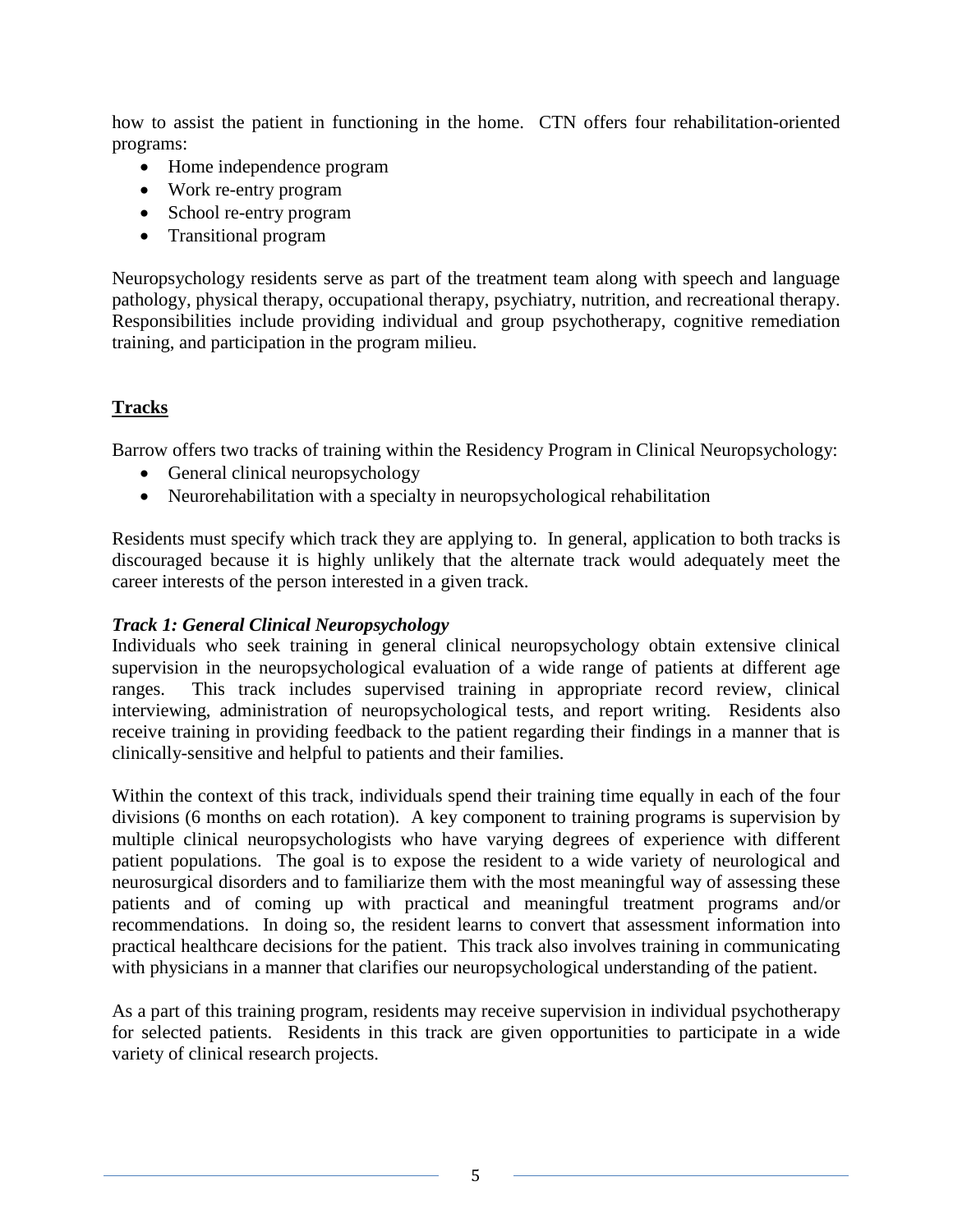how to assist the patient in functioning in the home. CTN offers four rehabilitation-oriented programs:

- Home independence program
- Work re-entry program
- School re-entry program
- Transitional program

Neuropsychology residents serve as part of the treatment team along with speech and language pathology, physical therapy, occupational therapy, psychiatry, nutrition, and recreational therapy. Responsibilities include providing individual and group psychotherapy, cognitive remediation training, and participation in the program milieu.

## Tracks

Barrow offers two tracks of training within the Residency Program in Clinical Neuropsychology:

- General clinical neuropsychology
- Neurorehabilitation with a specialty in neuropsychological rehabilitation

Residents must specify which track they are applying to. In general, application to both tracks is discouraged because it is highly unlikely that the alternate track would adequately meet the career interests of the person interested in a given track.

### *Track 1: General Clinical Neuropsychology*

Individuals who seek training in general clinical neuropsychology obtain extensive clinical supervision in the neuropsychological evaluation of a wide range of patients at different age ranges. This track includes supervised training in appropriate record review, clinical interviewing, administration of neuropsychological tests, and report writing. Residents also receive training in providing feedback to the patient regarding their findings in a manner that is clinically-sensitive and helpful to patients and their families.

Within the context of this track, individuals spend their training time equally in each of the four divisions (6 months on each rotation). A key component to training programs is supervision by multiple clinical neuropsychologists who have varying degrees of experience with different patient populations. The goal is to expose the resident to a wide variety of neurological and neurosurgical disorders and to familiarize them with the most meaningful way of assessing these patients and of coming up with practical and meaningful treatment programs and/or recommendations. In doing so, the resident learns to convert that assessment information into practical healthcare decisions for the patient. This track also involves training in communicating with physicians in a manner that clarifies our neuropsychological understanding of the patient.

As a part of this training program, residents may receive supervision in individual psychotherapy for selected patients. Residents in this track are given opportunities to participate in a wide variety of clinical research projects.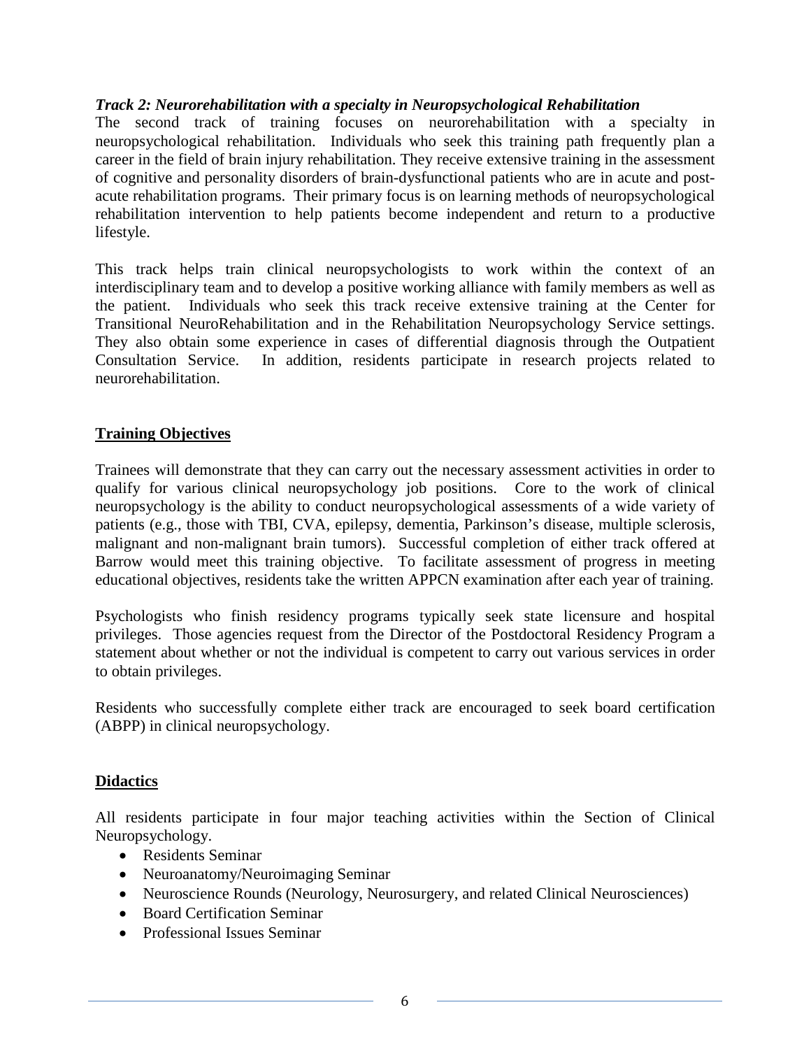***Track 2: Neurorehabilitation with a specialty in Neuropsychological Rehabilitation***

The second track of training focuses on neurorehabilitation with a specialty in neuropsychological rehabilitation. Individuals who seek this training path frequently plan a career in the field of brain injury rehabilitation. They receive extensive training in the assessment of cognitive and personality disorders of brain-dysfunctional patients who are in acute and post-acute rehabilitation programs. Their primary focus is on learning methods of neuropsychological rehabilitation intervention to help patients become independent and return to a productive lifestyle.

This track helps train clinical neuropsychologists to work within the context of an interdisciplinary team and to develop a positive working alliance with family members as well as the patient. Individuals who seek this track receive extensive training at the Center for Transitional NeuroRehabilitation and in the Rehabilitation Neuropsychology Service settings. They also obtain some experience in cases of differential diagnosis through the Outpatient Consultation Service. In addition, residents participate in research projects related to neurorehabilitation.

## Training Objectives

Trainees will demonstrate that they can carry out the necessary assessment activities in order to qualify for various clinical neuropsychology job positions. Core to the work of clinical neuropsychology is the ability to conduct neuropsychological assessments of a wide variety of patients (e.g., those with TBI, CVA, epilepsy, dementia, Parkinson's disease, multiple sclerosis, malignant and non-malignant brain tumors). Successful completion of either track offered at Barrow would meet this training objective. To facilitate assessment of progress in meeting educational objectives, residents take the written APPCN examination after each year of training.

Psychologists who finish residency programs typically seek state licensure and hospital privileges. Those agencies request from the Director of the Postdoctoral Residency Program a statement about whether or not the individual is competent to carry out various services in order to obtain privileges.

Residents who successfully complete either track are encouraged to seek board certification (ABPP) in clinical neuropsychology.

## Didactics

All residents participate in four major teaching activities within the Section of Clinical Neuropsychology.

- Residents Seminar
- Neuroanatomy/Neuroimaging Seminar
- Neuroscience Rounds (Neurology, Neurosurgery, and related Clinical Neurosciences)
- Board Certification Seminar
- Professional Issues Seminar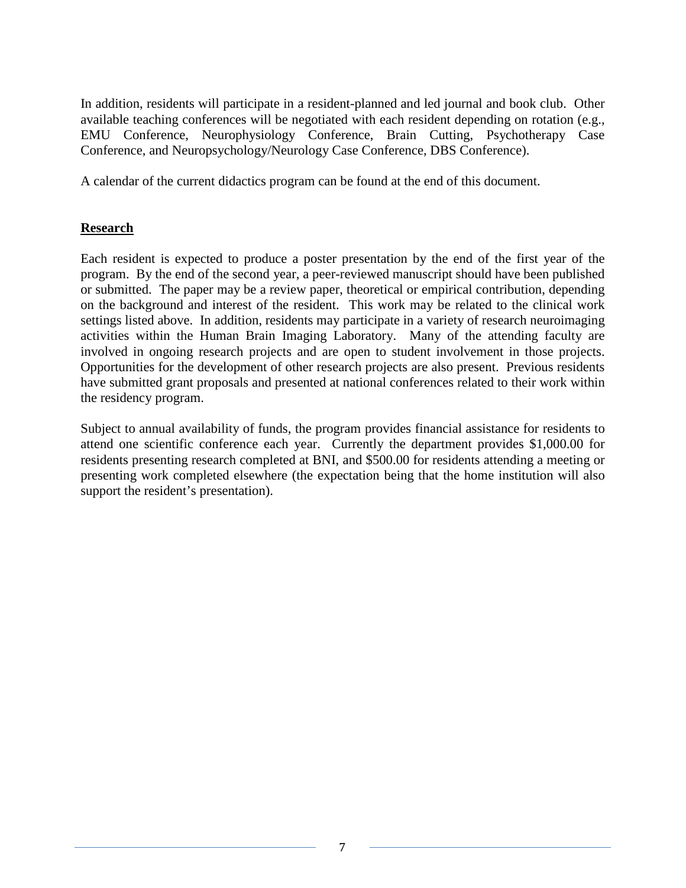In addition, residents will participate in a resident-planned and led journal and book club. Other available teaching conferences will be negotiated with each resident depending on rotation (e.g., EMU Conference, Neurophysiology Conference, Brain Cutting, Psychotherapy Case Conference, and Neuropsychology/Neurology Case Conference, DBS Conference).

A calendar of the current didactics program can be found at the end of this document.

## Research

Each resident is expected to produce a poster presentation by the end of the first year of the program. By the end of the second year, a peer-reviewed manuscript should have been published or submitted. The paper may be a review paper, theoretical or empirical contribution, depending on the background and interest of the resident. This work may be related to the clinical work settings listed above. In addition, residents may participate in a variety of research neuroimaging activities within the Human Brain Imaging Laboratory. Many of the attending faculty are involved in ongoing research projects and are open to student involvement in those projects. Opportunities for the development of other research projects are also present. Previous residents have submitted grant proposals and presented at national conferences related to their work within the residency program.

Subject to annual availability of funds, the program provides financial assistance for residents to attend one scientific conference each year. Currently the department provides $1,000.00 for residents presenting research completed at BNI, and $500.00 for residents attending a meeting or presenting work completed elsewhere (the expectation being that the home institution will also support the resident's presentation).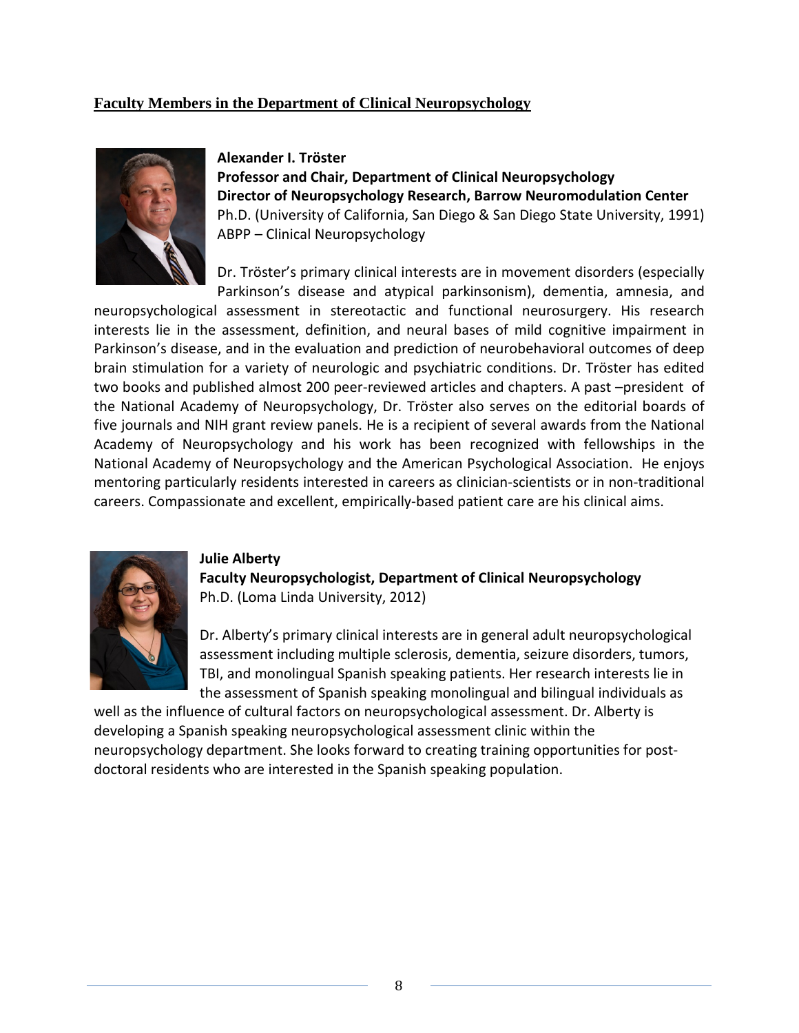## Faculty Members in the Department of Clinical Neuropsychology

**Alexander I. Tröster**
**Professor and Chair, Department of Clinical Neuropsychology**
**Director of Neuropsychology Research, Barrow Neuromodulation Center**
Ph.D. (University of California, San Diego & San Diego State University, 1991)
ABPP – Clinical Neuropsychology

Dr. Tröster's primary clinical interests are in movement disorders (especially Parkinson's disease and atypical parkinsonism), dementia, amnesia, and neuropsychological assessment in stereotactic and functional neurosurgery. His research interests lie in the assessment, definition, and neural bases of mild cognitive impairment in Parkinson's disease, and in the evaluation and prediction of neurobehavioral outcomes of deep brain stimulation for a variety of neurologic and psychiatric conditions. Dr. Tröster has edited two books and published almost 200 peer-reviewed articles and chapters. A past –president of the National Academy of Neuropsychology, Dr. Tröster also serves on the editorial boards of five journals and NIH grant review panels. He is a recipient of several awards from the National Academy of Neuropsychology and his work has been recognized with fellowships in the National Academy of Neuropsychology and the American Psychological Association. He enjoys mentoring particularly residents interested in careers as clinician-scientists or in non-traditional careers. Compassionate and excellent, empirically-based patient care are his clinical aims.

**Julie Alberty**
**Faculty Neuropsychologist, Department of Clinical Neuropsychology**
Ph.D. (Loma Linda University, 2012)

Dr. Alberty's primary clinical interests are in general adult neuropsychological assessment including multiple sclerosis, dementia, seizure disorders, tumors, TBI, and monolingual Spanish speaking patients. Her research interests lie in the assessment of Spanish speaking monolingual and bilingual individuals as well as the influence of cultural factors on neuropsychological assessment. Dr. Alberty is developing a Spanish speaking neuropsychological assessment clinic within the neuropsychology department. She looks forward to creating training opportunities for post-doctoral residents who are interested in the Spanish speaking population.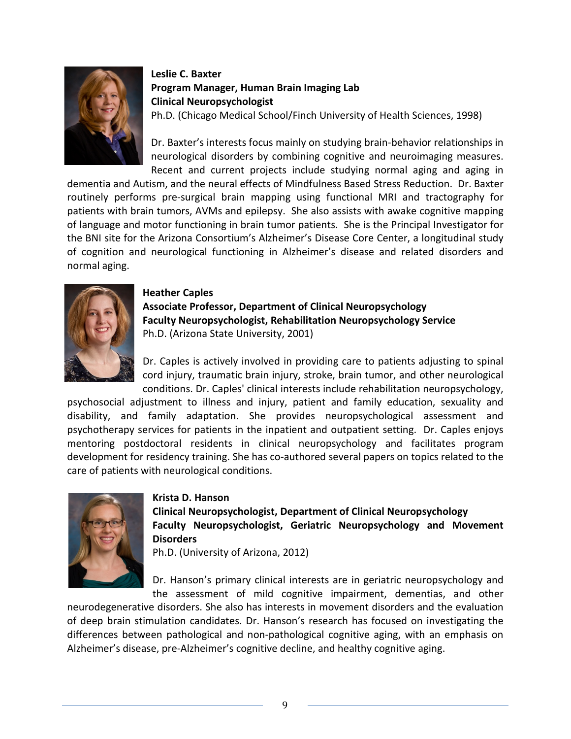**Leslie C. Baxter**
**Program Manager, Human Brain Imaging Lab**
**Clinical Neuropsychologist**
Ph.D. (Chicago Medical School/Finch University of Health Sciences, 1998)

Dr. Baxter's interests focus mainly on studying brain-behavior relationships in neurological disorders by combining cognitive and neuroimaging measures. Recent and current projects include studying normal aging and aging in dementia and Autism, and the neural effects of Mindfulness Based Stress Reduction. Dr. Baxter routinely performs pre-surgical brain mapping using functional MRI and tractography for patients with brain tumors, AVMs and epilepsy. She also assists with awake cognitive mapping of language and motor functioning in brain tumor patients. She is the Principal Investigator for the BNI site for the Arizona Consortium's Alzheimer's Disease Core Center, a longitudinal study of cognition and neurological functioning in Alzheimer's disease and related disorders and normal aging.

**Heather Caples**
**Associate Professor, Department of Clinical Neuropsychology**
**Faculty Neuropsychologist, Rehabilitation Neuropsychology Service**
Ph.D. (Arizona State University, 2001)

Dr. Caples is actively involved in providing care to patients adjusting to spinal cord injury, traumatic brain injury, stroke, brain tumor, and other neurological conditions. Dr. Caples' clinical interests include rehabilitation neuropsychology, psychosocial adjustment to illness and injury, patient and family education, sexuality and disability, and family adaptation. She provides neuropsychological assessment and psychotherapy services for patients in the inpatient and outpatient setting. Dr. Caples enjoys mentoring postdoctoral residents in clinical neuropsychology and facilitates program development for residency training. She has co-authored several papers on topics related to the care of patients with neurological conditions.

**Krista D. Hanson**
**Clinical Neuropsychologist, Department of Clinical Neuropsychology**
**Faculty Neuropsychologist, Geriatric Neuropsychology and Movement Disorders**
Ph.D. (University of Arizona, 2012)

Dr. Hanson's primary clinical interests are in geriatric neuropsychology and the assessment of mild cognitive impairment, dementias, and other neurodegenerative disorders. She also has interests in movement disorders and the evaluation of deep brain stimulation candidates. Dr. Hanson's research has focused on investigating the differences between pathological and non-pathological cognitive aging, with an emphasis on Alzheimer's disease, pre-Alzheimer's cognitive decline, and healthy cognitive aging.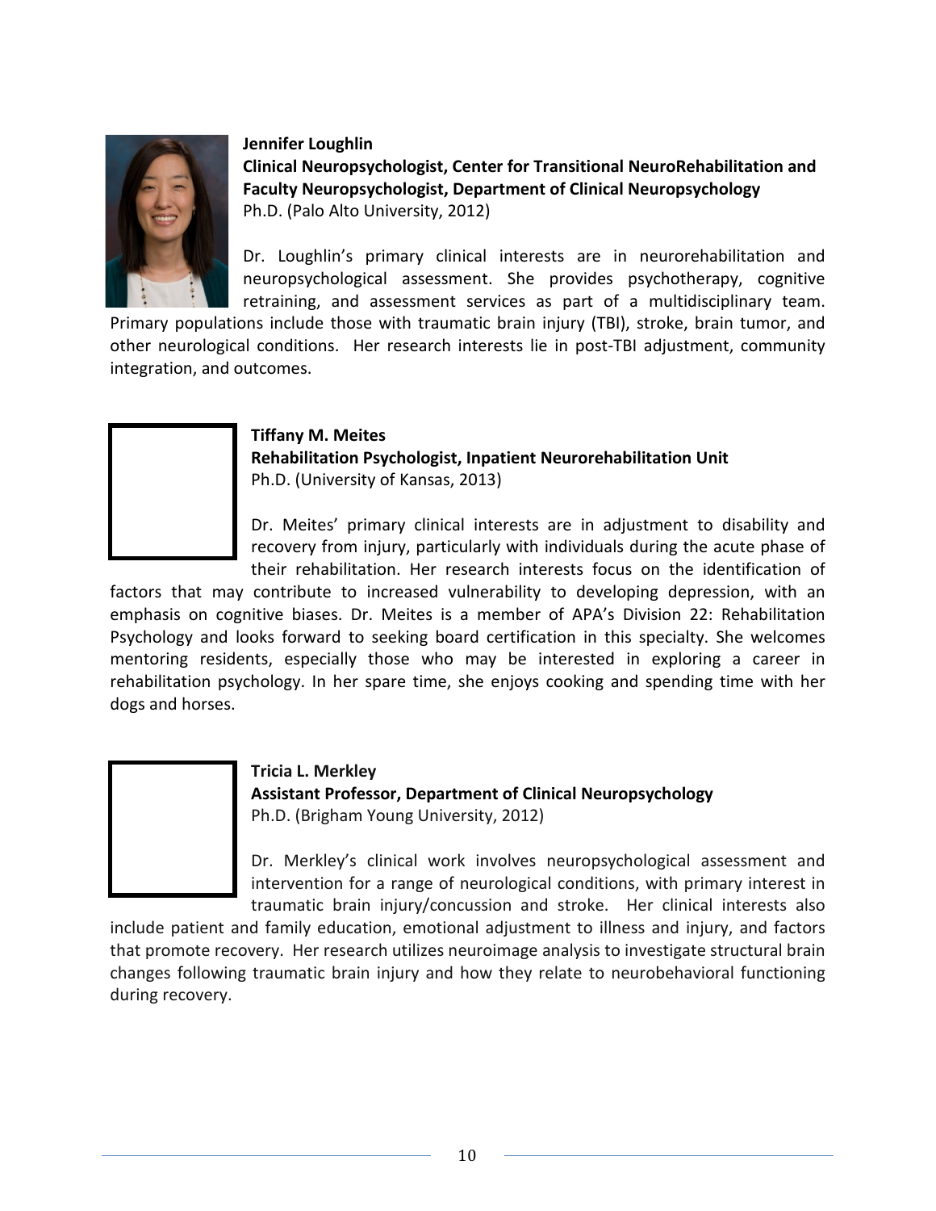**Jennifer Loughlin**
**Clinical Neuropsychologist, Center for Transitional NeuroRehabilitation and Faculty Neuropsychologist, Department of Clinical Neuropsychology**
Ph.D. (Palo Alto University, 2012)

Dr. Loughlin's primary clinical interests are in neurorehabilitation and neuropsychological assessment. She provides psychotherapy, cognitive retraining, and assessment services as part of a multidisciplinary team. Primary populations include those with traumatic brain injury (TBI), stroke, brain tumor, and other neurological conditions. Her research interests lie in post-TBI adjustment, community integration, and outcomes.

**Tiffany M. Meites**
**Rehabilitation Psychologist, Inpatient Neurorehabilitation Unit**
Ph.D. (University of Kansas, 2013)

Dr. Meites' primary clinical interests are in adjustment to disability and recovery from injury, particularly with individuals during the acute phase of their rehabilitation. Her research interests focus on the identification of factors that may contribute to increased vulnerability to developing depression, with an emphasis on cognitive biases. Dr. Meites is a member of APA's Division 22: Rehabilitation Psychology and looks forward to seeking board certification in this specialty. She welcomes mentoring residents, especially those who may be interested in exploring a career in rehabilitation psychology. In her spare time, she enjoys cooking and spending time with her dogs and horses.

**Tricia L. Merkley**
**Assistant Professor, Department of Clinical Neuropsychology**
Ph.D. (Brigham Young University, 2012)

Dr. Merkley's clinical work involves neuropsychological assessment and intervention for a range of neurological conditions, with primary interest in traumatic brain injury/concussion and stroke. Her clinical interests also include patient and family education, emotional adjustment to illness and injury, and factors that promote recovery. Her research utilizes neuroimage analysis to investigate structural brain changes following traumatic brain injury and how they relate to neurobehavioral functioning during recovery.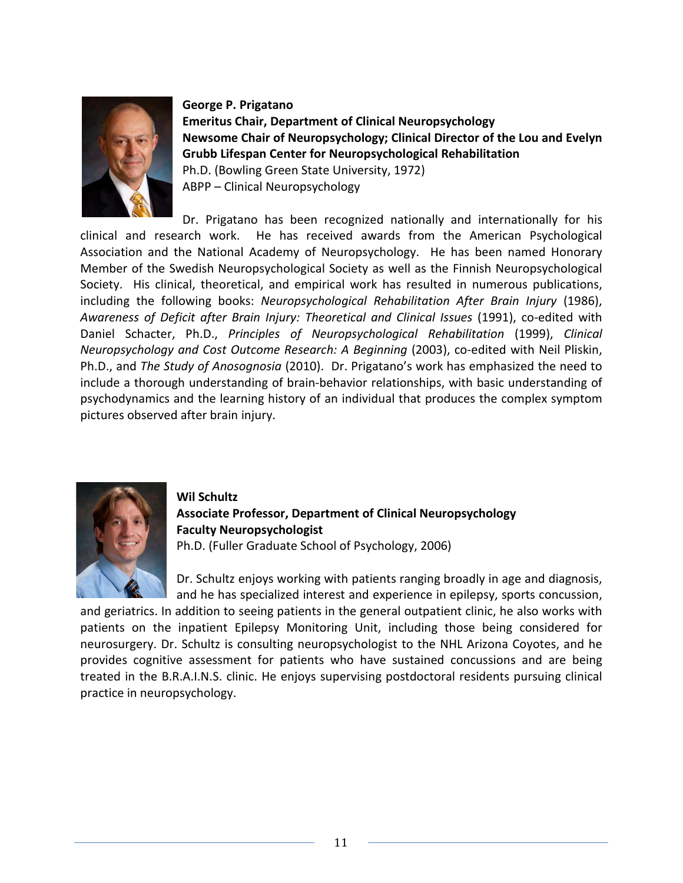**George P. Prigatano**
**Emeritus Chair, Department of Clinical Neuropsychology**
**Newsome Chair of Neuropsychology; Clinical Director of the Lou and Evelyn Grubb Lifespan Center for Neuropsychological Rehabilitation**
Ph.D. (Bowling Green State University, 1972)
ABPP – Clinical Neuropsychology

Dr. Prigatano has been recognized nationally and internationally for his clinical and research work. He has received awards from the American Psychological Association and the National Academy of Neuropsychology. He has been named Honorary Member of the Swedish Neuropsychological Society as well as the Finnish Neuropsychological Society. His clinical, theoretical, and empirical work has resulted in numerous publications, including the following books: *Neuropsychological Rehabilitation After Brain Injury* (1986), *Awareness of Deficit after Brain Injury: Theoretical and Clinical Issues* (1991), co-edited with Daniel Schacter, Ph.D., *Principles of Neuropsychological Rehabilitation* (1999), *Clinical Neuropsychology and Cost Outcome Research: A Beginning* (2003), co-edited with Neil Pliskin, Ph.D., and *The Study of Anosognosia* (2010). Dr. Prigatano's work has emphasized the need to include a thorough understanding of brain-behavior relationships, with basic understanding of psychodynamics and the learning history of an individual that produces the complex symptom pictures observed after brain injury.

**Wil Schultz**
**Associate Professor, Department of Clinical Neuropsychology**
**Faculty Neuropsychologist**
Ph.D. (Fuller Graduate School of Psychology, 2006)

Dr. Schultz enjoys working with patients ranging broadly in age and diagnosis, and he has specialized interest and experience in epilepsy, sports concussion, and geriatrics. In addition to seeing patients in the general outpatient clinic, he also works with patients on the inpatient Epilepsy Monitoring Unit, including those being considered for neurosurgery. Dr. Schultz is consulting neuropsychologist to the NHL Arizona Coyotes, and he provides cognitive assessment for patients who have sustained concussions and are being treated in the B.R.A.I.N.S. clinic. He enjoys supervising postdoctoral residents pursuing clinical practice in neuropsychology.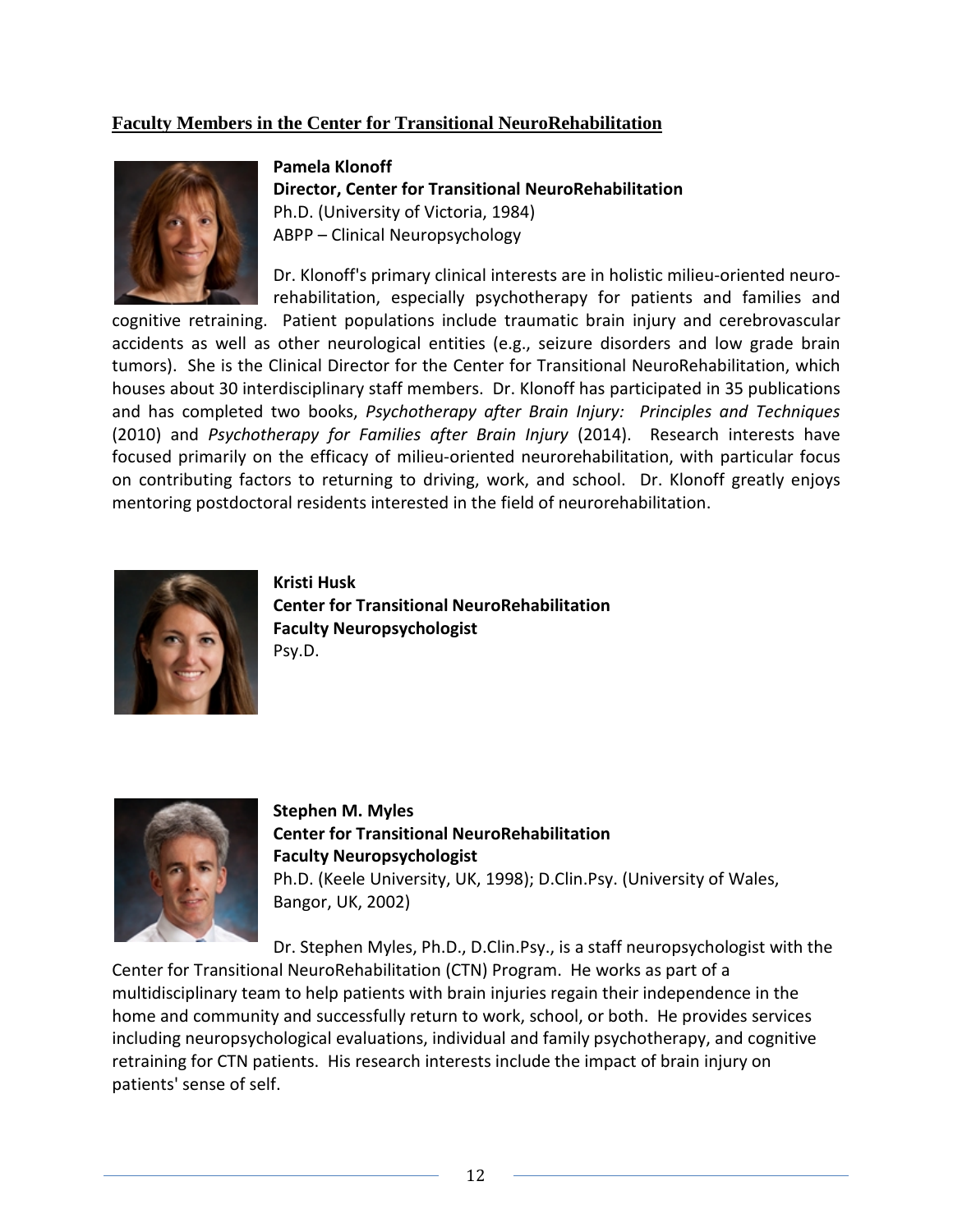## Faculty Members in the Center for Transitional NeuroRehabilitation

**Pamela Klonoff**
**Director, Center for Transitional NeuroRehabilitation**
Ph.D. (University of Victoria, 1984)
ABPP – Clinical Neuropsychology

Dr. Klonoff's primary clinical interests are in holistic milieu-oriented neuro-rehabilitation, especially psychotherapy for patients and families and cognitive retraining. Patient populations include traumatic brain injury and cerebrovascular accidents as well as other neurological entities (e.g., seizure disorders and low grade brain tumors). She is the Clinical Director for the Center for Transitional NeuroRehabilitation, which houses about 30 interdisciplinary staff members. Dr. Klonoff has participated in 35 publications and has completed two books, *Psychotherapy after Brain Injury: Principles and Techniques* (2010) and *Psychotherapy for Families after Brain Injury* (2014). Research interests have focused primarily on the efficacy of milieu-oriented neurorehabilitation, with particular focus on contributing factors to returning to driving, work, and school. Dr. Klonoff greatly enjoys mentoring postdoctoral residents interested in the field of neurorehabilitation.

**Kristi Husk**
**Center for Transitional NeuroRehabilitation**
**Faculty Neuropsychologist**
Psy.D.

**Stephen M. Myles**
**Center for Transitional NeuroRehabilitation**
**Faculty Neuropsychologist**
Ph.D. (Keele University, UK, 1998); D.Clin.Psy. (University of Wales, Bangor, UK, 2002)

Dr. Stephen Myles, Ph.D., D.Clin.Psy., is a staff neuropsychologist with the Center for Transitional NeuroRehabilitation (CTN) Program. He works as part of a multidisciplinary team to help patients with brain injuries regain their independence in the home and community and successfully return to work, school, or both. He provides services including neuropsychological evaluations, individual and family psychotherapy, and cognitive retraining for CTN patients. His research interests include the impact of brain injury on patients' sense of self.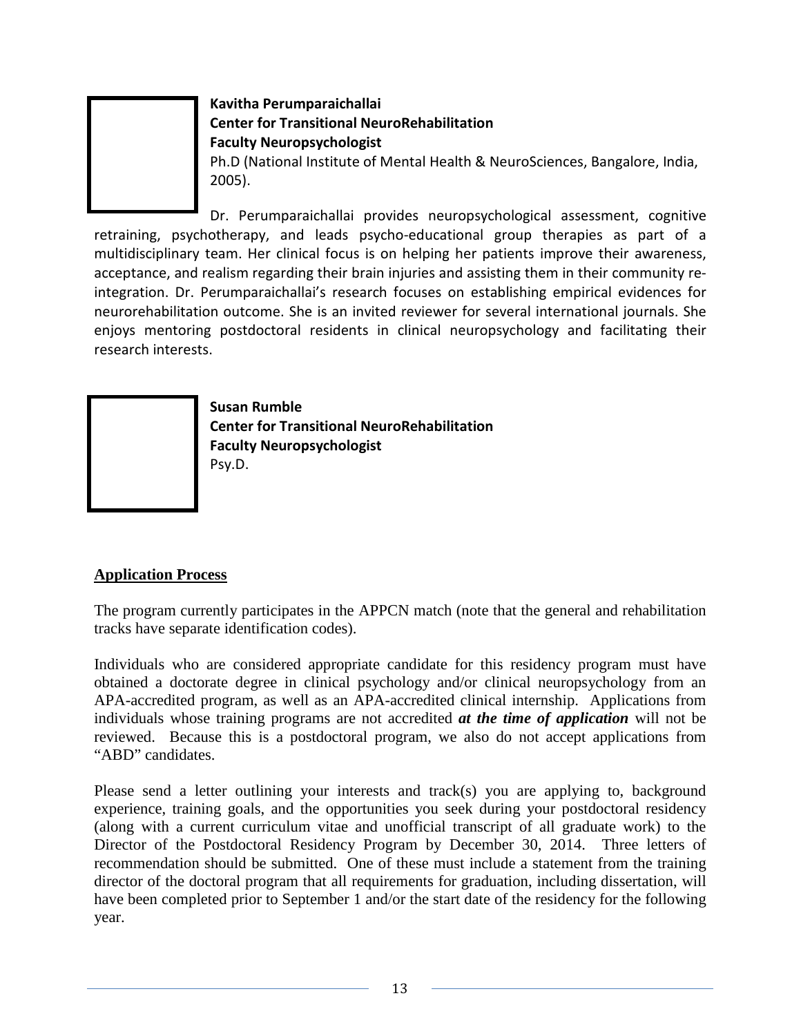**Kavitha Perumparaichallai**
**Center for Transitional NeuroRehabilitation**
**Faculty Neuropsychologist**
Ph.D (National Institute of Mental Health & NeuroSciences, Bangalore, India, 2005).

Dr. Perumparaichallai provides neuropsychological assessment, cognitive retraining, psychotherapy, and leads psycho-educational group therapies as part of a multidisciplinary team. Her clinical focus is on helping her patients improve their awareness, acceptance, and realism regarding their brain injuries and assisting them in their community re-integration. Dr. Perumparaichallai's research focuses on establishing empirical evidences for neurorehabilitation outcome. She is an invited reviewer for several international journals. She enjoys mentoring postdoctoral residents in clinical neuropsychology and facilitating their research interests.

**Susan Rumble**
**Center for Transitional NeuroRehabilitation**
**Faculty Neuropsychologist**
Psy.D.

## Application Process

The program currently participates in the APPCN match (note that the general and rehabilitation tracks have separate identification codes).

Individuals who are considered appropriate candidate for this residency program must have obtained a doctorate degree in clinical psychology and/or clinical neuropsychology from an APA-accredited program, as well as an APA-accredited clinical internship. Applications from individuals whose training programs are not accredited ***at the time of application*** will not be reviewed. Because this is a postdoctoral program, we also do not accept applications from "ABD" candidates.

Please send a letter outlining your interests and track(s) you are applying to, background experience, training goals, and the opportunities you seek during your postdoctoral residency (along with a current curriculum vitae and unofficial transcript of all graduate work) to the Director of the Postdoctoral Residency Program by December 30, 2014. Three letters of recommendation should be submitted. One of these must include a statement from the training director of the doctoral program that all requirements for graduation, including dissertation, will have been completed prior to September 1 and/or the start date of the residency for the following year.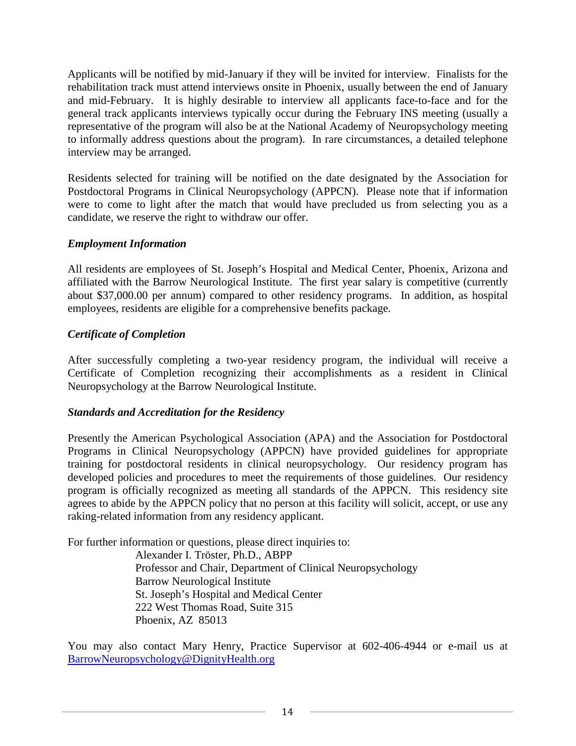Applicants will be notified by mid-January if they will be invited for interview. Finalists for the rehabilitation track must attend interviews onsite in Phoenix, usually between the end of January and mid-February. It is highly desirable to interview all applicants face-to-face and for the general track applicants interviews typically occur during the February INS meeting (usually a representative of the program will also be at the National Academy of Neuropsychology meeting to informally address questions about the program). In rare circumstances, a detailed telephone interview may be arranged.

Residents selected for training will be notified on the date designated by the Association for Postdoctoral Programs in Clinical Neuropsychology (APPCN). Please note that if information were to come to light after the match that would have precluded us from selecting you as a candidate, we reserve the right to withdraw our offer.

### *Employment Information*

All residents are employees of St. Joseph's Hospital and Medical Center, Phoenix, Arizona and affiliated with the Barrow Neurological Institute. The first year salary is competitive (currently about $37,000.00 per annum) compared to other residency programs. In addition, as hospital employees, residents are eligible for a comprehensive benefits package.

### *Certificate of Completion*

After successfully completing a two-year residency program, the individual will receive a Certificate of Completion recognizing their accomplishments as a resident in Clinical Neuropsychology at the Barrow Neurological Institute.

### *Standards and Accreditation for the Residency*

Presently the American Psychological Association (APA) and the Association for Postdoctoral Programs in Clinical Neuropsychology (APPCN) have provided guidelines for appropriate training for postdoctoral residents in clinical neuropsychology. Our residency program has developed policies and procedures to meet the requirements of those guidelines. Our residency program is officially recognized as meeting all standards of the APPCN. This residency site agrees to abide by the APPCN policy that no person at this facility will solicit, accept, or use any raking-related information from any residency applicant.

For further information or questions, please direct inquiries to:

Alexander I. Tröster, Ph.D., ABPP
Professor and Chair, Department of Clinical Neuropsychology
Barrow Neurological Institute
St. Joseph's Hospital and Medical Center
222 West Thomas Road, Suite 315
Phoenix, AZ 85013

You may also contact Mary Henry, Practice Supervisor at 602-406-4944 or e-mail us at BarrowNeuropsychology@DignityHealth.org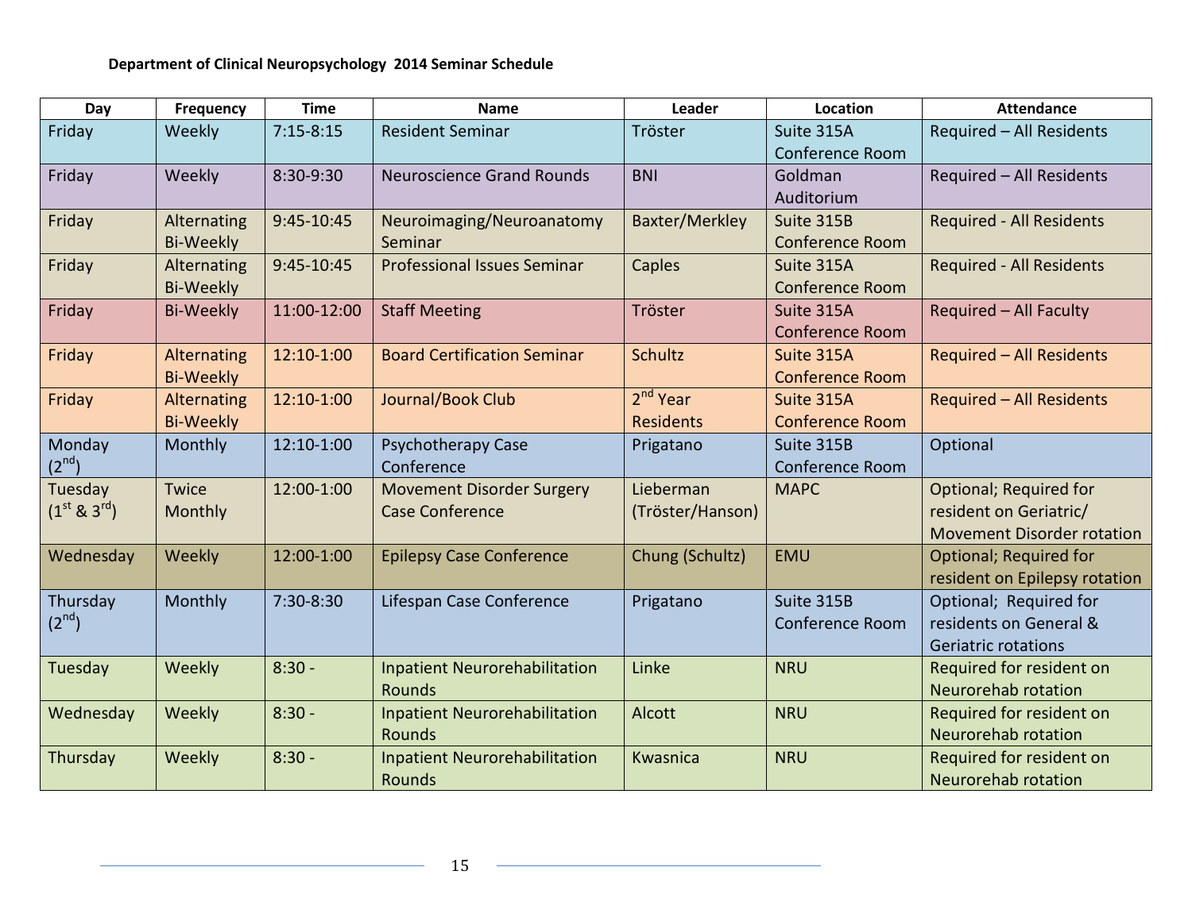**Department of Clinical Neuropsychology 2014 Seminar Schedule**

| Day | Frequency | Time | Name | Leader | Location | Attendance |
|---|---|---|---|---|---|---|
| Friday | Weekly | 7:15-8:15 | Resident Seminar | Tröster | Suite 315A Conference Room | Required – All Residents |
| Friday | Weekly | 8:30-9:30 | Neuroscience Grand Rounds | BNI | Goldman Auditorium | Required – All Residents |
| Friday | Alternating Bi-Weekly | 9:45-10:45 | Neuroimaging/Neuroanatomy Seminar | Baxter/Merkley | Suite 315B Conference Room | Required - All Residents |
| Friday | Alternating Bi-Weekly | 9:45-10:45 | Professional Issues Seminar | Caples | Suite 315A Conference Room | Required - All Residents |
| Friday | Bi-Weekly | 11:00-12:00 | Staff Meeting | Tröster | Suite 315A Conference Room | Required – All Faculty |
| Friday | Alternating Bi-Weekly | 12:10-1:00 | Board Certification Seminar | Schultz | Suite 315A Conference Room | Required – All Residents |
| Friday | Alternating Bi-Weekly | 12:10-1:00 | Journal/Book Club | 2nd Year Residents | Suite 315A Conference Room | Required – All Residents |
| Monday (2nd) | Monthly | 12:10-1:00 | Psychotherapy Case Conference | Prigatano | Suite 315B Conference Room | Optional |
| Tuesday (1st & 3rd) | Twice Monthly | 12:00-1:00 | Movement Disorder Surgery Case Conference | Lieberman (Tröster/Hanson) | MAPC | Optional; Required for resident on Geriatric/ Movement Disorder rotation |
| Wednesday | Weekly | 12:00-1:00 | Epilepsy Case Conference | Chung (Schultz) | EMU | Optional; Required for resident on Epilepsy rotation |
| Thursday (2nd) | Monthly | 7:30-8:30 | Lifespan Case Conference | Prigatano | Suite 315B Conference Room | Optional; Required for residents on General & Geriatric rotations |
| Tuesday | Weekly | 8:30 - | Inpatient Neurorehabilitation Rounds | Linke | NRU | Required for resident on Neurorehab rotation |
| Wednesday | Weekly | 8:30 - | Inpatient Neurorehabilitation Rounds | Alcott | NRU | Required for resident on Neurorehab rotation |
| Thursday | Weekly | 8:30 - | Inpatient Neurorehabilitation Rounds | Kwasnica | NRU | Required for resident on Neurorehab rotation |